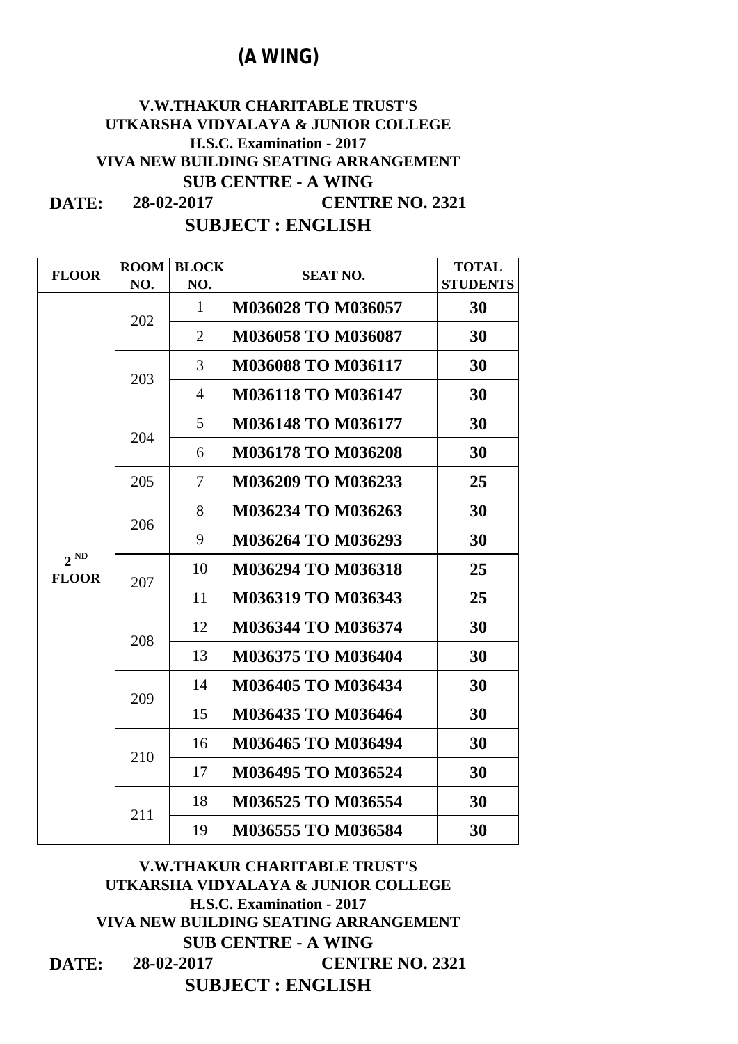# (A WING)

**V.W.THAKUR CHARITABLE TRUST'S**
**UTKARSHA VIDYALAYA & JUNIOR COLLEGE**
**H.S.C. Examination - 2017**
**VIVA NEW BUILDING SEATING ARRANGEMENT**
**SUB CENTRE - A WING**

**DATE: 28-02-2017 CENTRE NO. 2321**

## SUBJECT : ENGLISH

| FLOOR | ROOM NO. | BLOCK NO. | SEAT NO. | TOTAL STUDENTS |
|---|---|---|---|---|
| 2 ND FLOOR | 202 | 1 | M036028 TO M036057 | 30 |
| | | 2 | M036058 TO M036087 | 30 |
| | 203 | 3 | M036088 TO M036117 | 30 |
| | | 4 | M036118 TO M036147 | 30 |
| | 204 | 5 | M036148 TO M036177 | 30 |
| | | 6 | M036178 TO M036208 | 30 |
| | 205 | 7 | M036209 TO M036233 | 25 |
| | 206 | 8 | M036234 TO M036263 | 30 |
| | | 9 | M036264 TO M036293 | 30 |
| | 207 | 10 | M036294 TO M036318 | 25 |
| | | 11 | M036319 TO M036343 | 25 |
| | 208 | 12 | M036344 TO M036374 | 30 |
| | | 13 | M036375 TO M036404 | 30 |
| | 209 | 14 | M036405 TO M036434 | 30 |
| | | 15 | M036435 TO M036464 | 30 |
| | 210 | 16 | M036465 TO M036494 | 30 |
| | | 17 | M036495 TO M036524 | 30 |
| | 211 | 18 | M036525 TO M036554 | 30 |
| | | 19 | M036555 TO M036584 | 30 |

**V.W.THAKUR CHARITABLE TRUST'S**
**UTKARSHA VIDYALAYA & JUNIOR COLLEGE**
**H.S.C. Examination - 2017**
**VIVA NEW BUILDING SEATING ARRANGEMENT**
**SUB CENTRE - A WING**

**DATE: 28-02-2017 CENTRE NO. 2321**

## SUBJECT : ENGLISH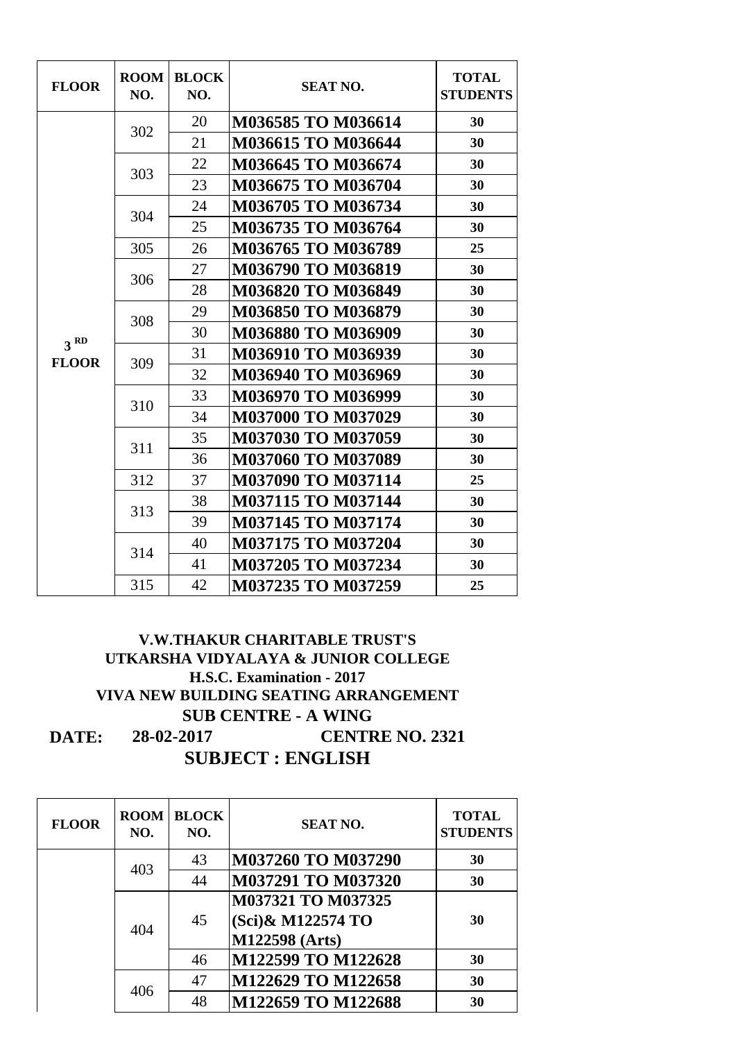| FLOOR | ROOM NO. | BLOCK NO. | SEAT NO. | TOTAL STUDENTS |
|---|---|---|---|---|
| 3 RD FLOOR | 302 | 20 | M036585 TO M036614 | 30 |
| | | 21 | M036615 TO M036644 | 30 |
| | 303 | 22 | M036645 TO M036674 | 30 |
| | | 23 | M036675 TO M036704 | 30 |
| | 304 | 24 | M036705 TO M036734 | 30 |
| | | 25 | M036735 TO M036764 | 30 |
| | 305 | 26 | M036765 TO M036789 | 25 |
| | 306 | 27 | M036790 TO M036819 | 30 |
| | | 28 | M036820 TO M036849 | 30 |
| | 308 | 29 | M036850 TO M036879 | 30 |
| | | 30 | M036880 TO M036909 | 30 |
| | 309 | 31 | M036910 TO M036939 | 30 |
| | | 32 | M036940 TO M036969 | 30 |
| | 310 | 33 | M036970 TO M036999 | 30 |
| | | 34 | M037000 TO M037029 | 30 |
| | 311 | 35 | M037030 TO M037059 | 30 |
| | | 36 | M037060 TO M037089 | 30 |
| | 312 | 37 | M037090 TO M037114 | 25 |
| | 313 | 38 | M037115 TO M037144 | 30 |
| | | 39 | M037145 TO M037174 | 30 |
| | 314 | 40 | M037175 TO M037204 | 30 |
| | | 41 | M037205 TO M037234 | 30 |
| | 315 | 42 | M037235 TO M037259 | 25 |

**V.W.THAKUR CHARITABLE TRUST'S**
**UTKARSHA VIDYALAYA & JUNIOR COLLEGE**
**H.S.C. Examination - 2017**
**VIVA NEW BUILDING SEATING ARRANGEMENT**
**SUB CENTRE - A WING**

**DATE: 28-02-2017 CENTRE NO. 2321**

**SUBJECT : ENGLISH**

| FLOOR | ROOM NO. | BLOCK NO. | SEAT NO. | TOTAL STUDENTS |
|---|---|---|---|---|
| | 403 | 43 | M037260 TO M037290 | 30 |
| | | 44 | M037291 TO M037320 | 30 |
| | 404 | 45 | M037321 TO M037325 (Sci)& M122574 TO M122598 (Arts) | 30 |
| | | 46 | M122599 TO M122628 | 30 |
| | 406 | 47 | M122629 TO M122658 | 30 |
| | | 48 | M122659 TO M122688 | 30 |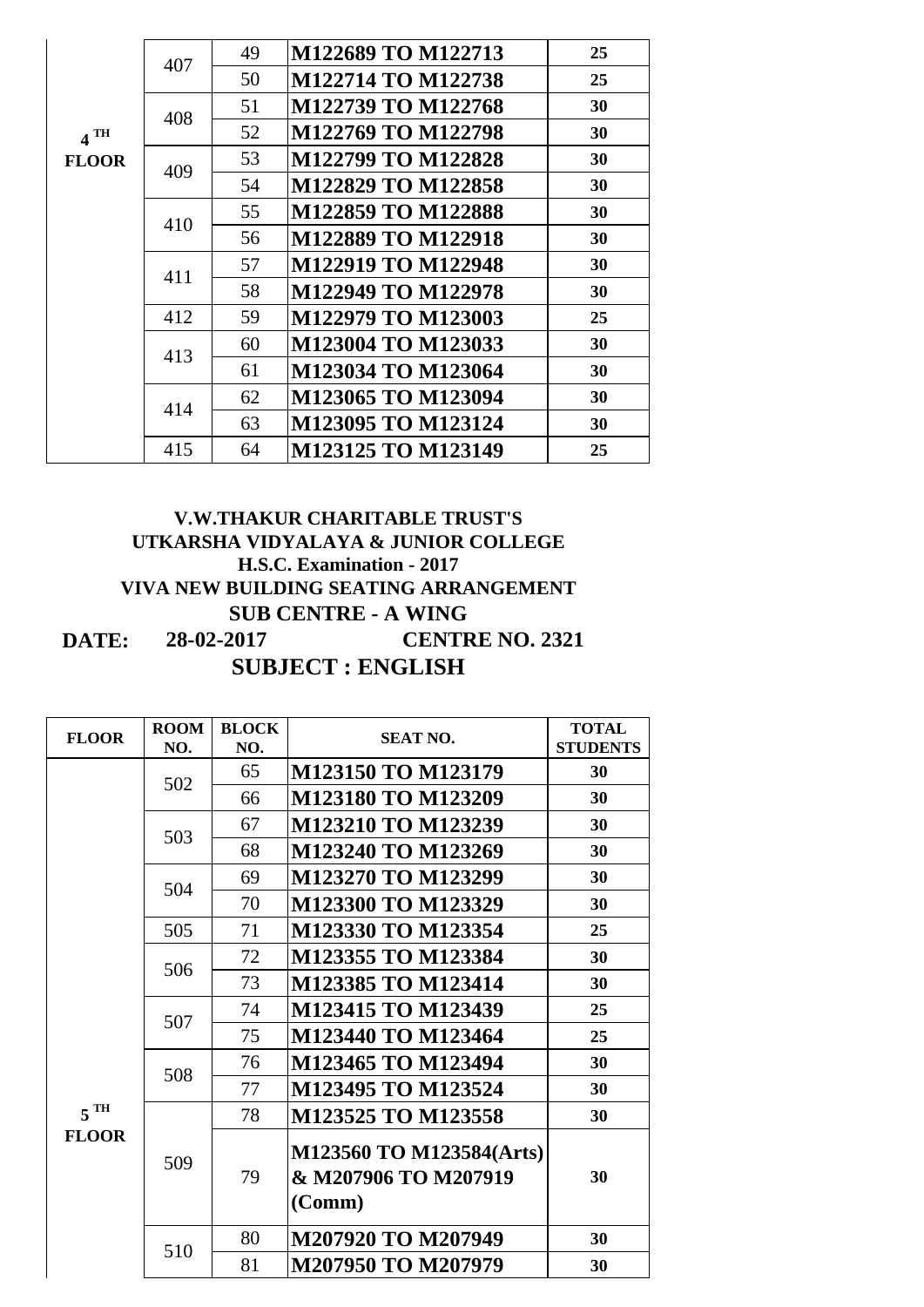| | | | | |
|---|---|---|---|---|
| 4 TH FLOOR | 407 | 49 | **M122689 TO M122713** | **25** |
| | | 50 | **M122714 TO M122738** | **25** |
| | 408 | 51 | **M122739 TO M122768** | **30** |
| | | 52 | **M122769 TO M122798** | **30** |
| | 409 | 53 | **M122799 TO M122828** | **30** |
| | | 54 | **M122829 TO M122858** | **30** |
| | 410 | 55 | **M122859 TO M122888** | **30** |
| | | 56 | **M122889 TO M122918** | **30** |
| | 411 | 57 | **M122919 TO M122948** | **30** |
| | | 58 | **M122949 TO M122978** | **30** |
| | 412 | 59 | **M122979 TO M123003** | **25** |
| | 413 | 60 | **M123004 TO M123033** | **30** |
| | | 61 | **M123034 TO M123064** | **30** |
| | 414 | 62 | **M123065 TO M123094** | **30** |
| | | 63 | **M123095 TO M123124** | **30** |
| | 415 | 64 | **M123125 TO M123149** | **25** |

**V.W.THAKUR CHARITABLE TRUST'S**
**UTKARSHA VIDYALAYA & JUNIOR COLLEGE**
**H.S.C. Examination - 2017**
**VIVA NEW BUILDING SEATING ARRANGEMENT**
**SUB CENTRE - A WING**

**DATE: 28-02-2017 CENTRE NO. 2321**

**SUBJECT : ENGLISH**

| FLOOR | ROOM NO. | BLOCK NO. | SEAT NO. | TOTAL STUDENTS |
|---|---|---|---|---|
| 5 TH FLOOR | 502 | 65 | **M123150 TO M123179** | **30** |
| | | 66 | **M123180 TO M123209** | **30** |
| | 503 | 67 | **M123210 TO M123239** | **30** |
| | | 68 | **M123240 TO M123269** | **30** |
| | 504 | 69 | **M123270 TO M123299** | **30** |
| | | 70 | **M123300 TO M123329** | **30** |
| | 505 | 71 | **M123330 TO M123354** | **25** |
| | 506 | 72 | **M123355 TO M123384** | **30** |
| | | 73 | **M123385 TO M123414** | **30** |
| | 507 | 74 | **M123415 TO M123439** | **25** |
| | | 75 | **M123440 TO M123464** | **25** |
| | 508 | 76 | **M123465 TO M123494** | **30** |
| | | 77 | **M123495 TO M123524** | **30** |
| | 509 | 78 | **M123525 TO M123558** | **30** |
| | | 79 | **M123560 TO M123584(Arts) & M207906 TO M207919 (Comm)** | **30** |
| | 510 | 80 | **M207920 TO M207949** | **30** |
| | | 81 | **M207950 TO M207979** | **30** |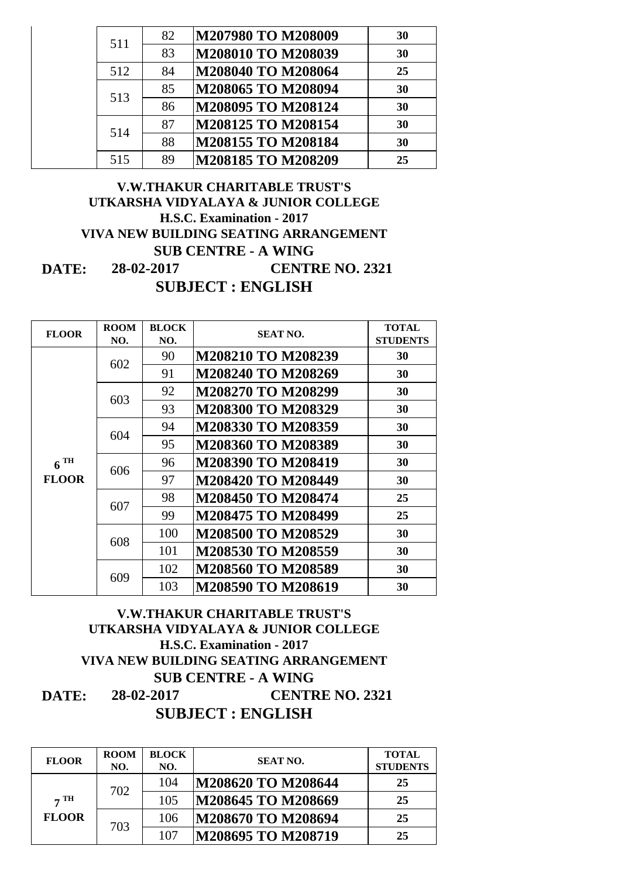| FLOOR | ROOM NO. | BLOCK NO. | SEAT NO. | TOTAL STUDENTS |
|---|---|---|---|---|
| | 511 | 82 | **M207980 TO M208009** | **30** |
| | | 83 | **M208010 TO M208039** | **30** |
| | 512 | 84 | **M208040 TO M208064** | **25** |
| | 513 | 85 | **M208065 TO M208094** | **30** |
| | | 86 | **M208095 TO M208124** | **30** |
| | 514 | 87 | **M208125 TO M208154** | **30** |
| | | 88 | **M208155 TO M208184** | **30** |
| | 515 | 89 | **M208185 TO M208209** | **25** |

**V.W.THAKUR CHARITABLE TRUST'S**
**UTKARSHA VIDYALAYA & JUNIOR COLLEGE**
**H.S.C. Examination - 2017**
**VIVA NEW BUILDING SEATING ARRANGEMENT**
**SUB CENTRE - A WING**

**DATE: 28-02-2017 CENTRE NO. 2321**

## SUBJECT : ENGLISH

| FLOOR | ROOM NO. | BLOCK NO. | SEAT NO. | TOTAL STUDENTS |
|---|---|---|---|---|
| 6 TH FLOOR | 602 | 90 | **M208210 TO M208239** | **30** |
| | | 91 | **M208240 TO M208269** | **30** |
| | 603 | 92 | **M208270 TO M208299** | **30** |
| | | 93 | **M208300 TO M208329** | **30** |
| | 604 | 94 | **M208330 TO M208359** | **30** |
| | | 95 | **M208360 TO M208389** | **30** |
| | 606 | 96 | **M208390 TO M208419** | **30** |
| | | 97 | **M208420 TO M208449** | **30** |
| | 607 | 98 | **M208450 TO M208474** | **25** |
| | | 99 | **M208475 TO M208499** | **25** |
| | 608 | 100 | **M208500 TO M208529** | **30** |
| | | 101 | **M208530 TO M208559** | **30** |
| | 609 | 102 | **M208560 TO M208589** | **30** |
| | | 103 | **M208590 TO M208619** | **30** |

**V.W.THAKUR CHARITABLE TRUST'S**
**UTKARSHA VIDYALAYA & JUNIOR COLLEGE**
**H.S.C. Examination - 2017**
**VIVA NEW BUILDING SEATING ARRANGEMENT**
**SUB CENTRE - A WING**

**DATE: 28-02-2017 CENTRE NO. 2321**

## SUBJECT : ENGLISH

| FLOOR | ROOM NO. | BLOCK NO. | SEAT NO. | TOTAL STUDENTS |
|---|---|---|---|---|
| 7 TH FLOOR | 702 | 104 | **M208620 TO M208644** | **25** |
| | | 105 | **M208645 TO M208669** | **25** |
| | 703 | 106 | **M208670 TO M208694** | **25** |
| | | 107 | **M208695 TO M208719** | **25** |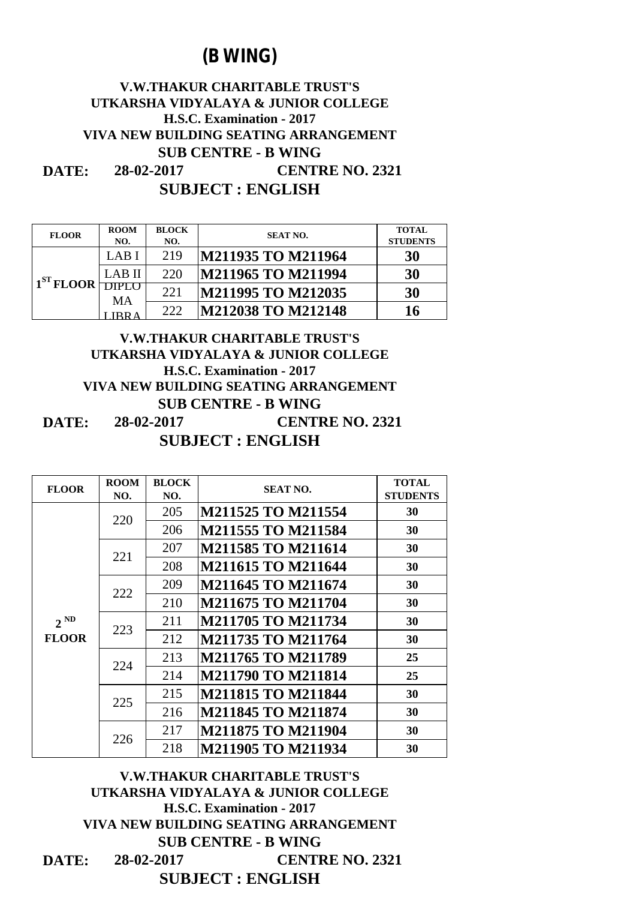# (B WING)

**V.W.THAKUR CHARITABLE TRUST'S**
**UTKARSHA VIDYALAYA & JUNIOR COLLEGE**
**H.S.C. Examination - 2017**
**VIVA NEW BUILDING SEATING ARRANGEMENT**
**SUB CENTRE - B WING**

**DATE: 28-02-2017 CENTRE NO. 2321**

**SUBJECT : ENGLISH**

| FLOOR | ROOM NO. | BLOCK NO. | SEAT NO. | TOTAL STUDENTS |
|---|---|---|---|---|
| 1ST FLOOR | LAB I | 219 | M211935 TO M211964 | 30 |
| | LAB II | 220 | M211965 TO M211994 | 30 |
| | DIPLOMA | 221 | M211995 TO M212035 | 30 |
| | LIBRA | 222 | M212038 TO M212148 | 16 |

**V.W.THAKUR CHARITABLE TRUST'S**
**UTKARSHA VIDYALAYA & JUNIOR COLLEGE**
**H.S.C. Examination - 2017**
**VIVA NEW BUILDING SEATING ARRANGEMENT**
**SUB CENTRE - B WING**

**DATE: 28-02-2017 CENTRE NO. 2321**

**SUBJECT : ENGLISH**

| FLOOR | ROOM NO. | BLOCK NO. | SEAT NO. | TOTAL STUDENTS |
|---|---|---|---|---|
| 2 ND FLOOR | 220 | 205 | M211525 TO M211554 | 30 |
| | | 206 | M211555 TO M211584 | 30 |
| | 221 | 207 | M211585 TO M211614 | 30 |
| | | 208 | M211615 TO M211644 | 30 |
| | 222 | 209 | M211645 TO M211674 | 30 |
| | | 210 | M211675 TO M211704 | 30 |
| | 223 | 211 | M211705 TO M211734 | 30 |
| | | 212 | M211735 TO M211764 | 30 |
| | 224 | 213 | M211765 TO M211789 | 25 |
| | | 214 | M211790 TO M211814 | 25 |
| | 225 | 215 | M211815 TO M211844 | 30 |
| | | 216 | M211845 TO M211874 | 30 |
| | 226 | 217 | M211875 TO M211904 | 30 |
| | | 218 | M211905 TO M211934 | 30 |

**V.W.THAKUR CHARITABLE TRUST'S**
**UTKARSHA VIDYALAYA & JUNIOR COLLEGE**
**H.S.C. Examination - 2017**
**VIVA NEW BUILDING SEATING ARRANGEMENT**
**SUB CENTRE - B WING**

**DATE: 28-02-2017 CENTRE NO. 2321**

**SUBJECT : ENGLISH**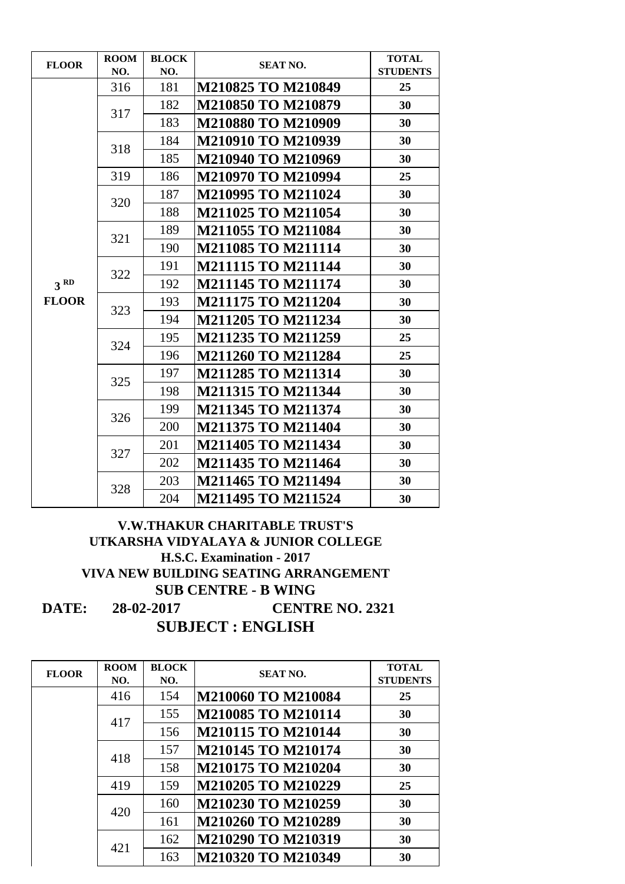| FLOOR | ROOM NO. | BLOCK NO. | SEAT NO. | TOTAL STUDENTS |
|---|---|---|---|---|
| 3 RD FLOOR | 316 | 181 | **M210825 TO M210849** | **25** |
| | 317 | 182 | **M210850 TO M210879** | **30** |
| | | 183 | **M210880 TO M210909** | **30** |
| | 318 | 184 | **M210910 TO M210939** | **30** |
| | | 185 | **M210940 TO M210969** | **30** |
| | 319 | 186 | **M210970 TO M210994** | **25** |
| | 320 | 187 | **M210995 TO M211024** | **30** |
| | | 188 | **M211025 TO M211054** | **30** |
| | 321 | 189 | **M211055 TO M211084** | **30** |
| | | 190 | **M211085 TO M211114** | **30** |
| | 322 | 191 | **M211115 TO M211144** | **30** |
| | | 192 | **M211145 TO M211174** | **30** |
| | 323 | 193 | **M211175 TO M211204** | **30** |
| | | 194 | **M211205 TO M211234** | **30** |
| | 324 | 195 | **M211235 TO M211259** | **25** |
| | | 196 | **M211260 TO M211284** | **25** |
| | 325 | 197 | **M211285 TO M211314** | **30** |
| | | 198 | **M211315 TO M211344** | **30** |
| | 326 | 199 | **M211345 TO M211374** | **30** |
| | | 200 | **M211375 TO M211404** | **30** |
| | 327 | 201 | **M211405 TO M211434** | **30** |
| | | 202 | **M211435 TO M211464** | **30** |
| | 328 | 203 | **M211465 TO M211494** | **30** |
| | | 204 | **M211495 TO M211524** | **30** |

**V.W.THAKUR CHARITABLE TRUST'S**

**UTKARSHA VIDYALAYA & JUNIOR COLLEGE**

**H.S.C. Examination - 2017**

**VIVA NEW BUILDING SEATING ARRANGEMENT**

**SUB CENTRE - B WING**

**DATE: 28-02-2017 CENTRE NO. 2321**

**SUBJECT : ENGLISH**

| FLOOR | ROOM NO. | BLOCK NO. | SEAT NO. | TOTAL STUDENTS |
|---|---|---|---|---|
| | 416 | 154 | **M210060 TO M210084** | **25** |
| | 417 | 155 | **M210085 TO M210114** | **30** |
| | | 156 | **M210115 TO M210144** | **30** |
| | 418 | 157 | **M210145 TO M210174** | **30** |
| | | 158 | **M210175 TO M210204** | **30** |
| | 419 | 159 | **M210205 TO M210229** | **25** |
| | 420 | 160 | **M210230 TO M210259** | **30** |
| | | 161 | **M210260 TO M210289** | **30** |
| | 421 | 162 | **M210290 TO M210319** | **30** |
| | | 163 | **M210320 TO M210349** | **30** |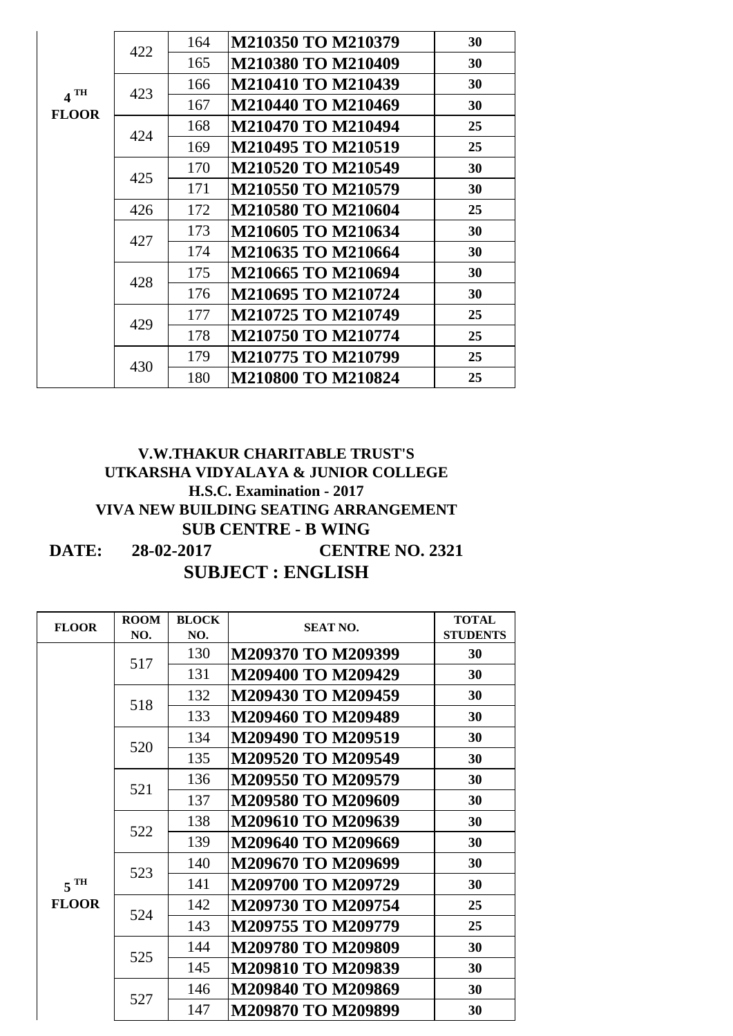| FLOOR | ROOM NO. | BLOCK NO. | SEAT NO. | TOTAL STUDENTS |
|---|---|---|---|---|
| 4 TH FLOOR | 422 | 164 | **M210350 TO M210379** | **30** |
| | | 165 | **M210380 TO M210409** | **30** |
| | 423 | 166 | **M210410 TO M210439** | **30** |
| | | 167 | **M210440 TO M210469** | **30** |
| | 424 | 168 | **M210470 TO M210494** | **25** |
| | | 169 | **M210495 TO M210519** | **25** |
| | 425 | 170 | **M210520 TO M210549** | **30** |
| | | 171 | **M210550 TO M210579** | **30** |
| | 426 | 172 | **M210580 TO M210604** | **25** |
| | 427 | 173 | **M210605 TO M210634** | **30** |
| | | 174 | **M210635 TO M210664** | **30** |
| | 428 | 175 | **M210665 TO M210694** | **30** |
| | | 176 | **M210695 TO M210724** | **30** |
| | 429 | 177 | **M210725 TO M210749** | **25** |
| | | 178 | **M210750 TO M210774** | **25** |
| | 430 | 179 | **M210775 TO M210799** | **25** |
| | | 180 | **M210800 TO M210824** | **25** |

**V.W.THAKUR CHARITABLE TRUST'S**
**UTKARSHA VIDYALAYA & JUNIOR COLLEGE**
**H.S.C. Examination - 2017**
**VIVA NEW BUILDING SEATING ARRANGEMENT**
**SUB CENTRE - B WING**

**DATE: 28-02-2017 CENTRE NO. 2321**

## SUBJECT : ENGLISH

| FLOOR | ROOM NO. | BLOCK NO. | SEAT NO. | TOTAL STUDENTS |
|---|---|---|---|---|
| 5 TH FLOOR | 517 | 130 | **M209370 TO M209399** | **30** |
| | | 131 | **M209400 TO M209429** | **30** |
| | 518 | 132 | **M209430 TO M209459** | **30** |
| | | 133 | **M209460 TO M209489** | **30** |
| | 520 | 134 | **M209490 TO M209519** | **30** |
| | | 135 | **M209520 TO M209549** | **30** |
| | 521 | 136 | **M209550 TO M209579** | **30** |
| | | 137 | **M209580 TO M209609** | **30** |
| | 522 | 138 | **M209610 TO M209639** | **30** |
| | | 139 | **M209640 TO M209669** | **30** |
| | 523 | 140 | **M209670 TO M209699** | **30** |
| | | 141 | **M209700 TO M209729** | **30** |
| | 524 | 142 | **M209730 TO M209754** | **25** |
| | | 143 | **M209755 TO M209779** | **25** |
| | 525 | 144 | **M209780 TO M209809** | **30** |
| | | 145 | **M209810 TO M209839** | **30** |
| | 527 | 146 | **M209840 TO M209869** | **30** |
| | | 147 | **M209870 TO M209899** | **30** |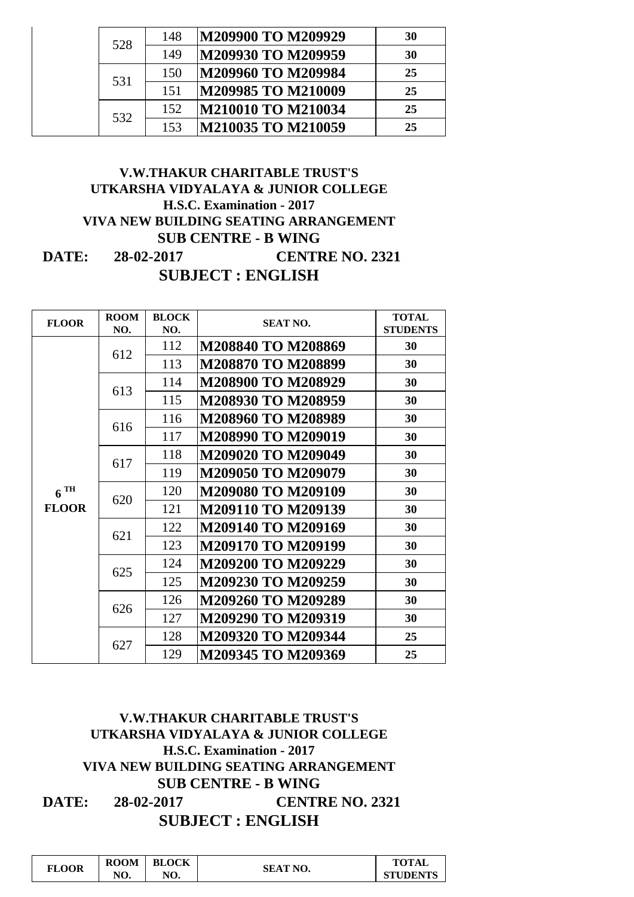| | ROOM NO. | BLOCK NO. | SEAT NO. | TOTAL STUDENTS |
|---|---|---|---|---|
| | 528 | 148 | M209900 TO M209929 | 30 |
| | | 149 | M209930 TO M209959 | 30 |
| | 531 | 150 | M209960 TO M209984 | 25 |
| | | 151 | M209985 TO M210009 | 25 |
| | 532 | 152 | M210010 TO M210034 | 25 |
| | | 153 | M210035 TO M210059 | 25 |

**V.W.THAKUR CHARITABLE TRUST'S**
**UTKARSHA VIDYALAYA & JUNIOR COLLEGE**
**H.S.C. Examination - 2017**
**VIVA NEW BUILDING SEATING ARRANGEMENT**
**SUB CENTRE - B WING**

**DATE: 28-02-2017 CENTRE NO. 2321**

**SUBJECT : ENGLISH**

| FLOOR | ROOM NO. | BLOCK NO. | SEAT NO. | TOTAL STUDENTS |
|---|---|---|---|---|
| 6 TH FLOOR | 612 | 112 | M208840 TO M208869 | 30 |
| | | 113 | M208870 TO M208899 | 30 |
| | 613 | 114 | M208900 TO M208929 | 30 |
| | | 115 | M208930 TO M208959 | 30 |
| | 616 | 116 | M208960 TO M208989 | 30 |
| | | 117 | M208990 TO M209019 | 30 |
| | 617 | 118 | M209020 TO M209049 | 30 |
| | | 119 | M209050 TO M209079 | 30 |
| | 620 | 120 | M209080 TO M209109 | 30 |
| | | 121 | M209110 TO M209139 | 30 |
| | 621 | 122 | M209140 TO M209169 | 30 |
| | | 123 | M209170 TO M209199 | 30 |
| | 625 | 124 | M209200 TO M209229 | 30 |
| | | 125 | M209230 TO M209259 | 30 |
| | 626 | 126 | M209260 TO M209289 | 30 |
| | | 127 | M209290 TO M209319 | 30 |
| | 627 | 128 | M209320 TO M209344 | 25 |
| | | 129 | M209345 TO M209369 | 25 |

**V.W.THAKUR CHARITABLE TRUST'S**
**UTKARSHA VIDYALAYA & JUNIOR COLLEGE**
**H.S.C. Examination - 2017**
**VIVA NEW BUILDING SEATING ARRANGEMENT**
**SUB CENTRE - B WING**

**DATE: 28-02-2017 CENTRE NO. 2321**

**SUBJECT : ENGLISH**

| FLOOR | ROOM NO. | BLOCK NO. | SEAT NO. | TOTAL STUDENTS |
|---|---|---|---|---|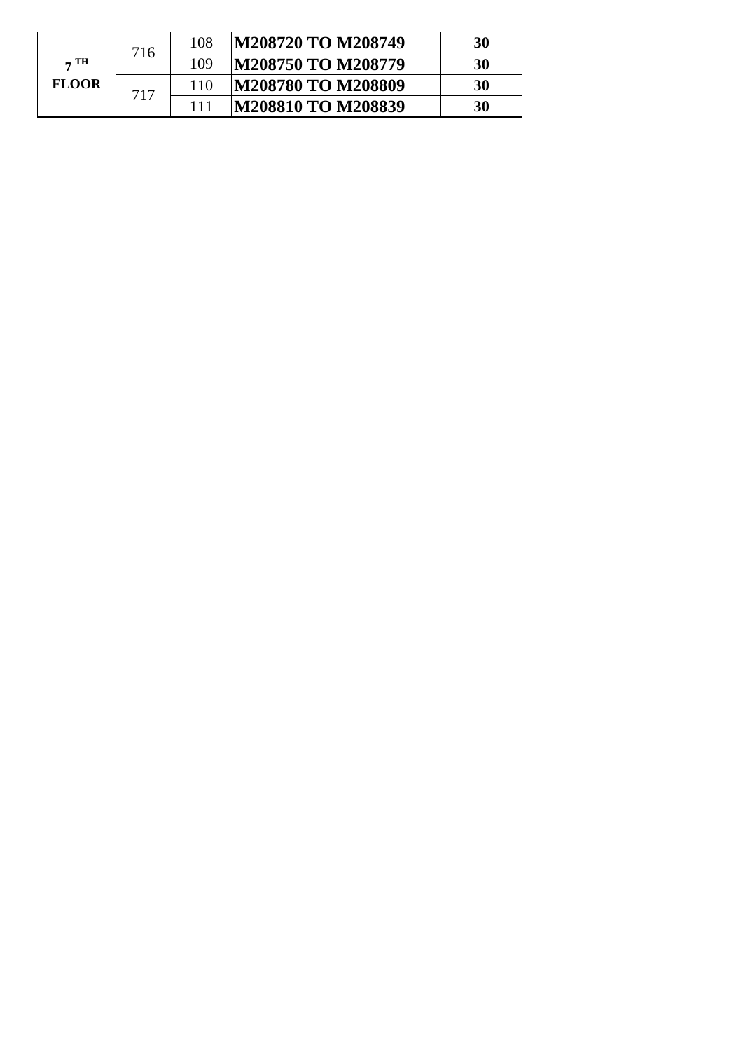| | | | | |
|---|---|---|---|---|
| **7 TH FLOOR** | 716 | 108 | **M208720 TO M208749** | **30** |
| | | 109 | **M208750 TO M208779** | **30** |
| | 717 | 110 | **M208780 TO M208809** | **30** |
| | | 111 | **M208810 TO M208839** | **30** |